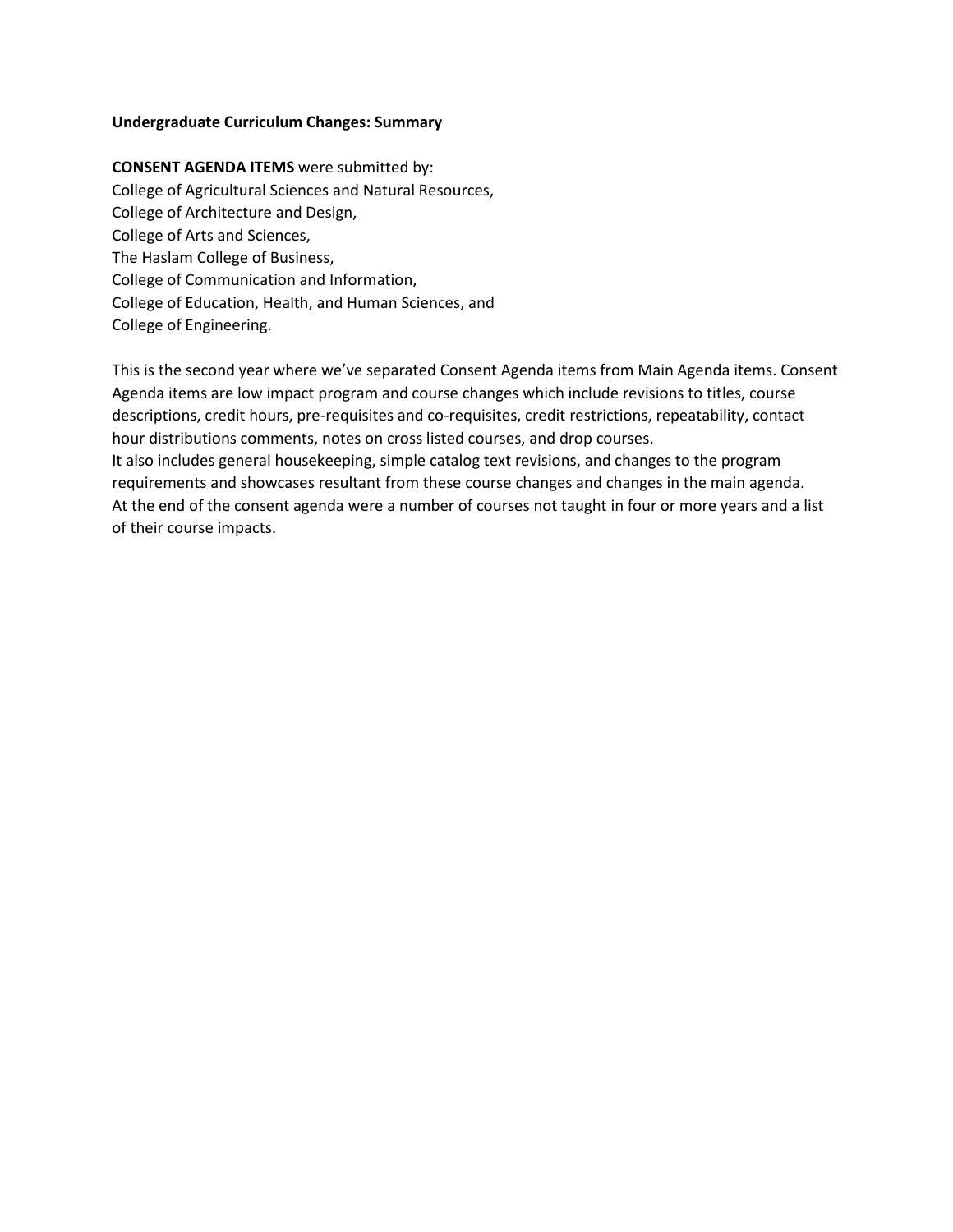**Undergraduate Curriculum Changes: Summary**

**CONSENT AGENDA ITEMS** were submitted by:
College of Agricultural Sciences and Natural Resources,
College of Architecture and Design,
College of Arts and Sciences,
The Haslam College of Business,
College of Communication and Information,
College of Education, Health, and Human Sciences, and
College of Engineering.

This is the second year where we've separated Consent Agenda items from Main Agenda items. Consent Agenda items are low impact program and course changes which include revisions to titles, course descriptions, credit hours, pre-requisites and co-requisites, credit restrictions, repeatability, contact hour distributions comments, notes on cross listed courses, and drop courses.
It also includes general housekeeping, simple catalog text revisions, and changes to the program requirements and showcases resultant from these course changes and changes in the main agenda.
At the end of the consent agenda were a number of courses not taught in four or more years and a list of their course impacts.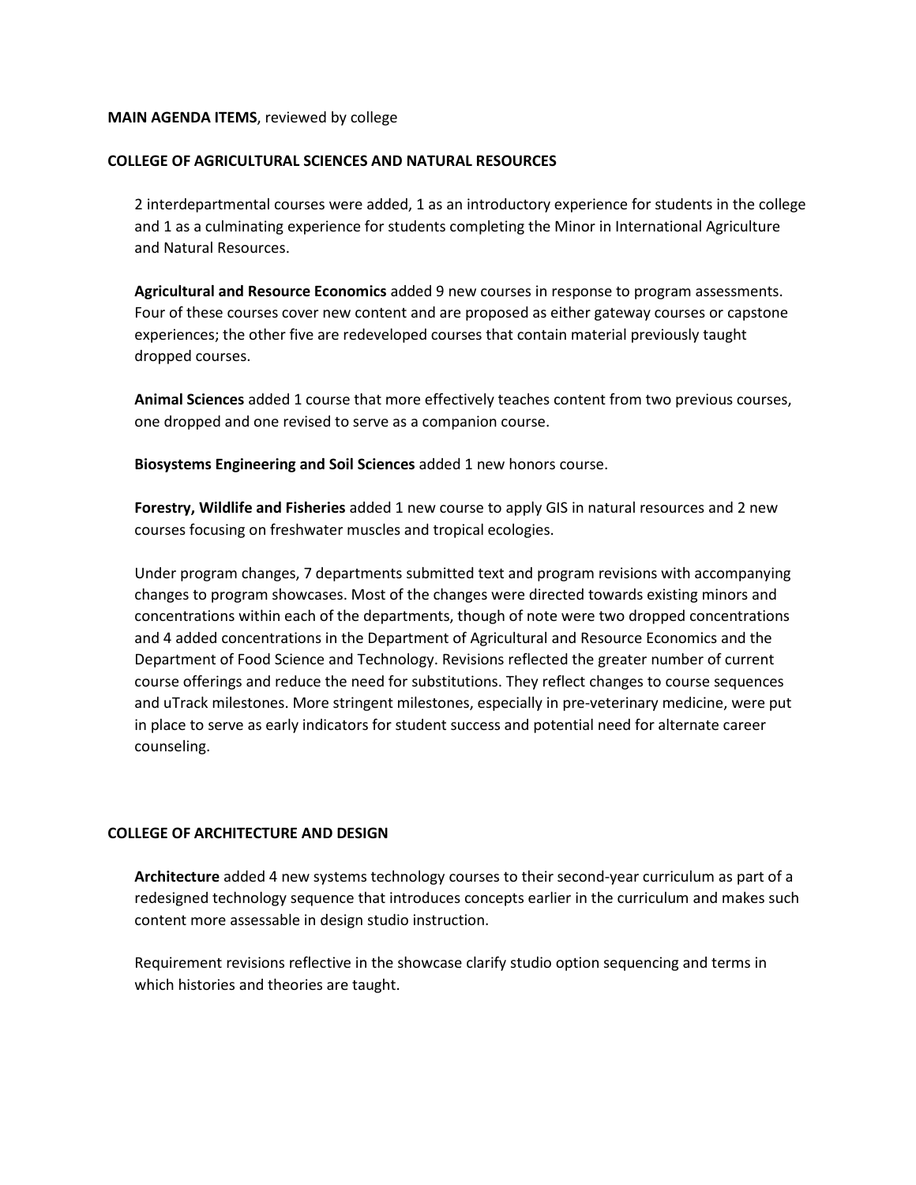**MAIN AGENDA ITEMS**, reviewed by college

**COLLEGE OF AGRICULTURAL SCIENCES AND NATURAL RESOURCES**

2 interdepartmental courses were added, 1 as an introductory experience for students in the college and 1 as a culminating experience for students completing the Minor in International Agriculture and Natural Resources.

**Agricultural and Resource Economics** added 9 new courses in response to program assessments. Four of these courses cover new content and are proposed as either gateway courses or capstone experiences; the other five are redeveloped courses that contain material previously taught dropped courses.

**Animal Sciences** added 1 course that more effectively teaches content from two previous courses, one dropped and one revised to serve as a companion course.

**Biosystems Engineering and Soil Sciences** added 1 new honors course.

**Forestry, Wildlife and Fisheries** added 1 new course to apply GIS in natural resources and 2 new courses focusing on freshwater muscles and tropical ecologies.

Under program changes, 7 departments submitted text and program revisions with accompanying changes to program showcases. Most of the changes were directed towards existing minors and concentrations within each of the departments, though of note were two dropped concentrations and 4 added concentrations in the Department of Agricultural and Resource Economics and the Department of Food Science and Technology. Revisions reflected the greater number of current course offerings and reduce the need for substitutions. They reflect changes to course sequences and uTrack milestones. More stringent milestones, especially in pre-veterinary medicine, were put in place to serve as early indicators for student success and potential need for alternate career counseling.

**COLLEGE OF ARCHITECTURE AND DESIGN**

**Architecture** added 4 new systems technology courses to their second-year curriculum as part of a redesigned technology sequence that introduces concepts earlier in the curriculum and makes such content more assessable in design studio instruction.

Requirement revisions reflective in the showcase clarify studio option sequencing and terms in which histories and theories are taught.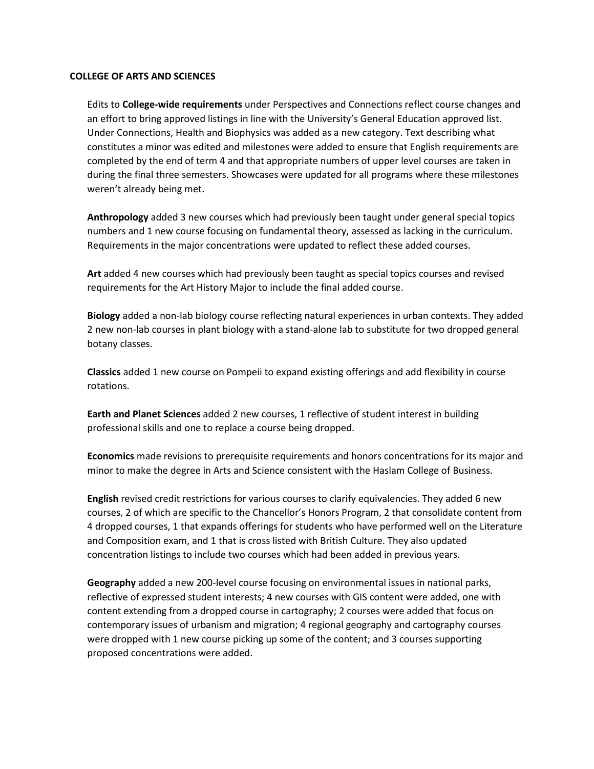**COLLEGE OF ARTS AND SCIENCES**

Edits to **College-wide requirements** under Perspectives and Connections reflect course changes and an effort to bring approved listings in line with the University's General Education approved list. Under Connections, Health and Biophysics was added as a new category. Text describing what constitutes a minor was edited and milestones were added to ensure that English requirements are completed by the end of term 4 and that appropriate numbers of upper level courses are taken in during the final three semesters. Showcases were updated for all programs where these milestones weren't already being met.

**Anthropology** added 3 new courses which had previously been taught under general special topics numbers and 1 new course focusing on fundamental theory, assessed as lacking in the curriculum. Requirements in the major concentrations were updated to reflect these added courses.

**Art** added 4 new courses which had previously been taught as special topics courses and revised requirements for the Art History Major to include the final added course.

**Biology** added a non-lab biology course reflecting natural experiences in urban contexts. They added 2 new non-lab courses in plant biology with a stand-alone lab to substitute for two dropped general botany classes.

**Classics** added 1 new course on Pompeii to expand existing offerings and add flexibility in course rotations.

**Earth and Planet Sciences** added 2 new courses, 1 reflective of student interest in building professional skills and one to replace a course being dropped.

**Economics** made revisions to prerequisite requirements and honors concentrations for its major and minor to make the degree in Arts and Science consistent with the Haslam College of Business.

**English** revised credit restrictions for various courses to clarify equivalencies. They added 6 new courses, 2 of which are specific to the Chancellor's Honors Program, 2 that consolidate content from 4 dropped courses, 1 that expands offerings for students who have performed well on the Literature and Composition exam, and 1 that is cross listed with British Culture. They also updated concentration listings to include two courses which had been added in previous years.

**Geography** added a new 200-level course focusing on environmental issues in national parks, reflective of expressed student interests; 4 new courses with GIS content were added, one with content extending from a dropped course in cartography; 2 courses were added that focus on contemporary issues of urbanism and migration; 4 regional geography and cartography courses were dropped with 1 new course picking up some of the content; and 3 courses supporting proposed concentrations were added.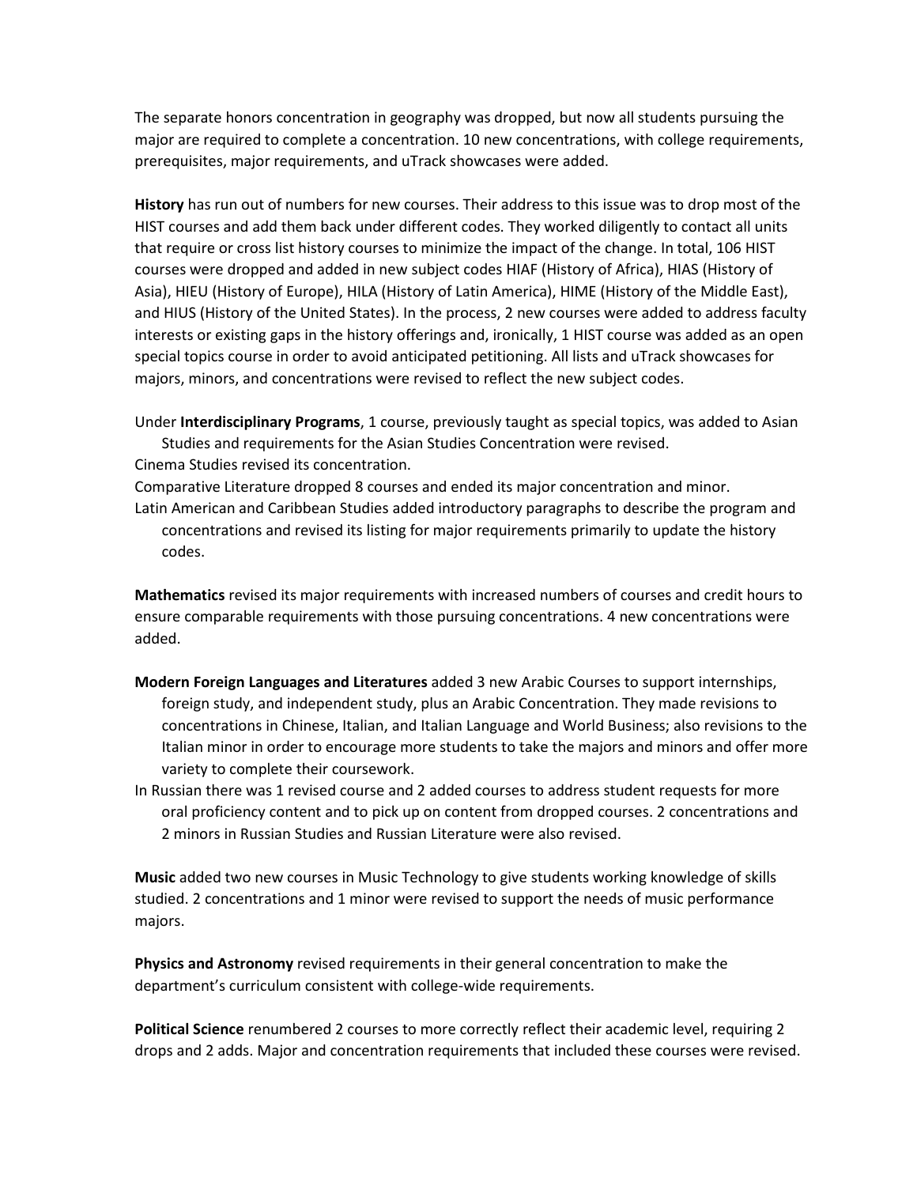The separate honors concentration in geography was dropped, but now all students pursuing the major are required to complete a concentration. 10 new concentrations, with college requirements, prerequisites, major requirements, and uTrack showcases were added.

**History** has run out of numbers for new courses. Their address to this issue was to drop most of the HIST courses and add them back under different codes. They worked diligently to contact all units that require or cross list history courses to minimize the impact of the change. In total, 106 HIST courses were dropped and added in new subject codes HIAF (History of Africa), HIAS (History of Asia), HIEU (History of Europe), HILA (History of Latin America), HIME (History of the Middle East), and HIUS (History of the United States). In the process, 2 new courses were added to address faculty interests or existing gaps in the history offerings and, ironically, 1 HIST course was added as an open special topics course in order to avoid anticipated petitioning. All lists and uTrack showcases for majors, minors, and concentrations were revised to reflect the new subject codes.

Under **Interdisciplinary Programs**, 1 course, previously taught as special topics, was added to Asian Studies and requirements for the Asian Studies Concentration were revised.

Cinema Studies revised its concentration.

Comparative Literature dropped 8 courses and ended its major concentration and minor.

Latin American and Caribbean Studies added introductory paragraphs to describe the program and concentrations and revised its listing for major requirements primarily to update the history codes.

**Mathematics** revised its major requirements with increased numbers of courses and credit hours to ensure comparable requirements with those pursuing concentrations. 4 new concentrations were added.

**Modern Foreign Languages and Literatures** added 3 new Arabic Courses to support internships, foreign study, and independent study, plus an Arabic Concentration. They made revisions to concentrations in Chinese, Italian, and Italian Language and World Business; also revisions to the Italian minor in order to encourage more students to take the majors and minors and offer more variety to complete their coursework.

In Russian there was 1 revised course and 2 added courses to address student requests for more oral proficiency content and to pick up on content from dropped courses. 2 concentrations and 2 minors in Russian Studies and Russian Literature were also revised.

**Music** added two new courses in Music Technology to give students working knowledge of skills studied. 2 concentrations and 1 minor were revised to support the needs of music performance majors.

**Physics and Astronomy** revised requirements in their general concentration to make the department's curriculum consistent with college-wide requirements.

**Political Science** renumbered 2 courses to more correctly reflect their academic level, requiring 2 drops and 2 adds. Major and concentration requirements that included these courses were revised.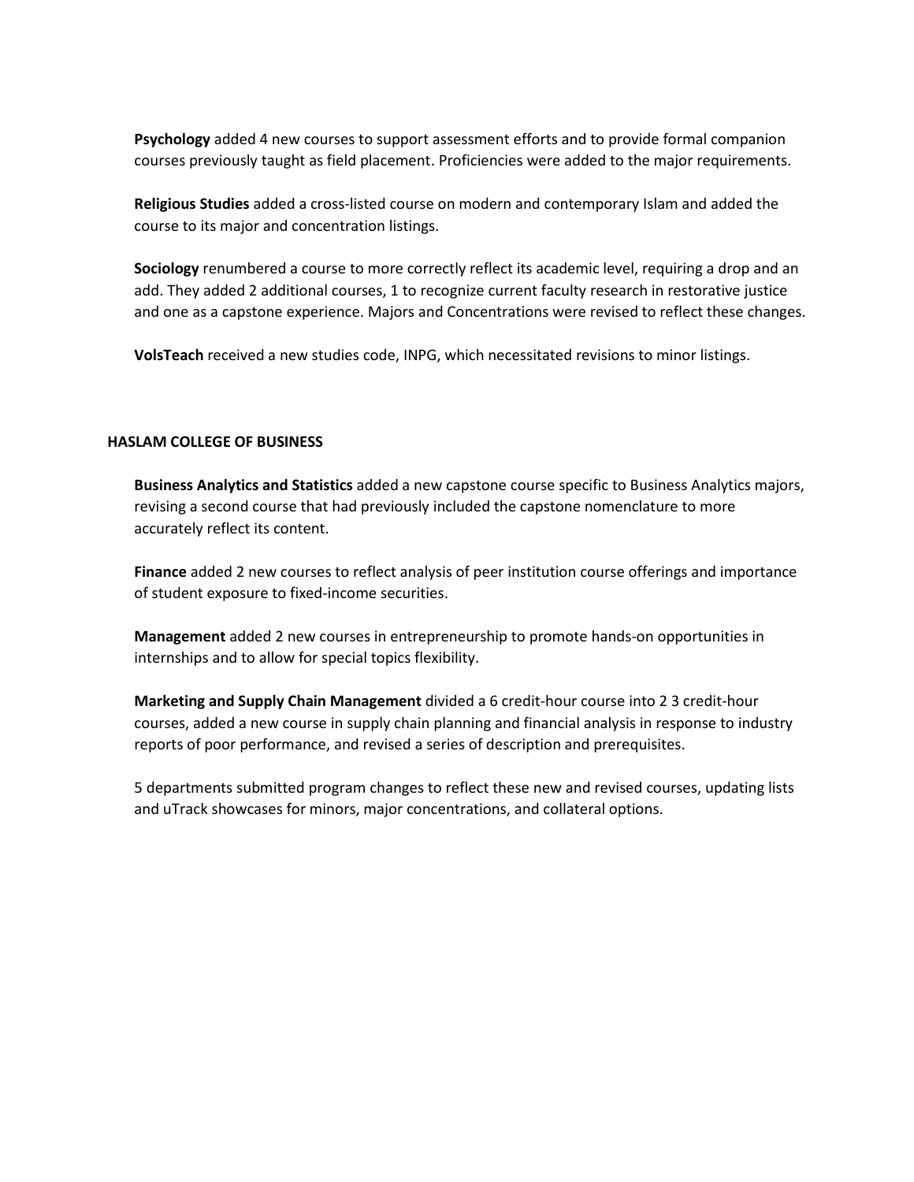**Psychology** added 4 new courses to support assessment efforts and to provide formal companion courses previously taught as field placement. Proficiencies were added to the major requirements.

**Religious Studies** added a cross-listed course on modern and contemporary Islam and added the course to its major and concentration listings.

**Sociology** renumbered a course to more correctly reflect its academic level, requiring a drop and an add. They added 2 additional courses, 1 to recognize current faculty research in restorative justice and one as a capstone experience. Majors and Concentrations were revised to reflect these changes.

**VolsTeach** received a new studies code, INPG, which necessitated revisions to minor listings.

## HASLAM COLLEGE OF BUSINESS

**Business Analytics and Statistics** added a new capstone course specific to Business Analytics majors, revising a second course that had previously included the capstone nomenclature to more accurately reflect its content.

**Finance** added 2 new courses to reflect analysis of peer institution course offerings and importance of student exposure to fixed-income securities.

**Management** added 2 new courses in entrepreneurship to promote hands-on opportunities in internships and to allow for special topics flexibility.

**Marketing and Supply Chain Management** divided a 6 credit-hour course into 2 3 credit-hour courses, added a new course in supply chain planning and financial analysis in response to industry reports of poor performance, and revised a series of description and prerequisites.

5 departments submitted program changes to reflect these new and revised courses, updating lists and uTrack showcases for minors, major concentrations, and collateral options.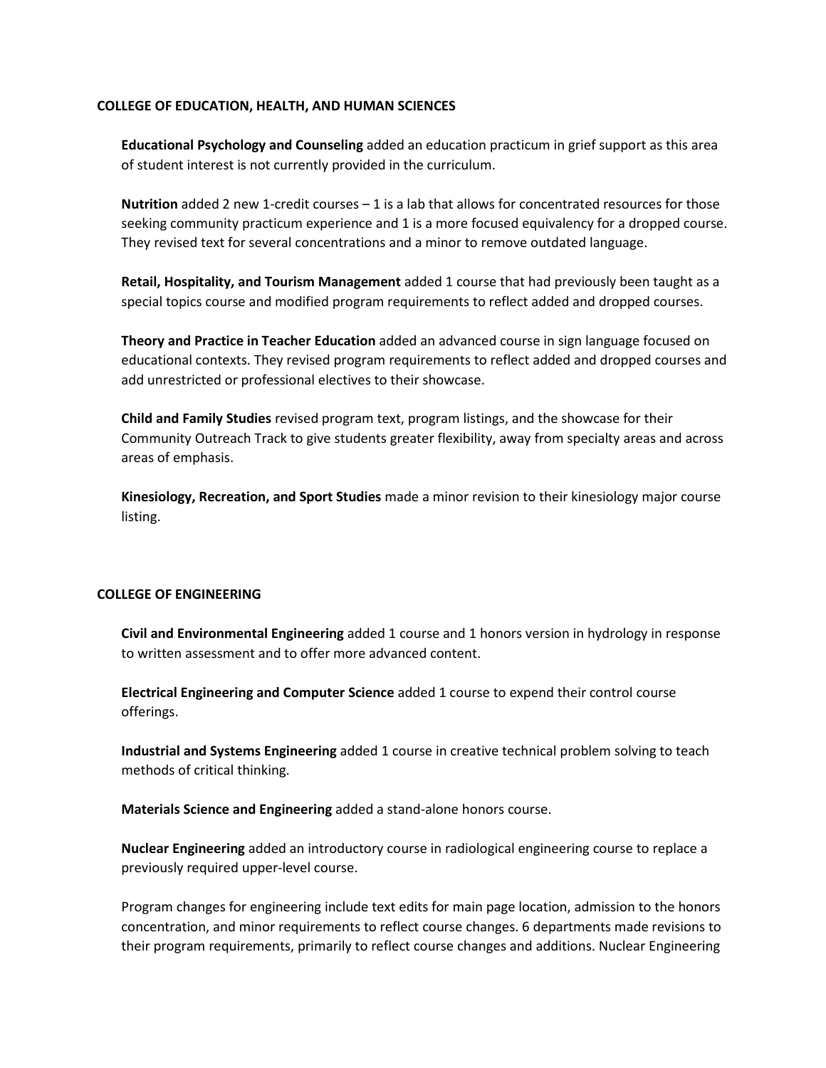## COLLEGE OF EDUCATION, HEALTH, AND HUMAN SCIENCES

**Educational Psychology and Counseling** added an education practicum in grief support as this area of student interest is not currently provided in the curriculum.

**Nutrition** added 2 new 1-credit courses – 1 is a lab that allows for concentrated resources for those seeking community practicum experience and 1 is a more focused equivalency for a dropped course. They revised text for several concentrations and a minor to remove outdated language.

**Retail, Hospitality, and Tourism Management** added 1 course that had previously been taught as a special topics course and modified program requirements to reflect added and dropped courses.

**Theory and Practice in Teacher Education** added an advanced course in sign language focused on educational contexts. They revised program requirements to reflect added and dropped courses and add unrestricted or professional electives to their showcase.

**Child and Family Studies** revised program text, program listings, and the showcase for their Community Outreach Track to give students greater flexibility, away from specialty areas and across areas of emphasis.

**Kinesiology, Recreation, and Sport Studies** made a minor revision to their kinesiology major course listing.

## COLLEGE OF ENGINEERING

**Civil and Environmental Engineering** added 1 course and 1 honors version in hydrology in response to written assessment and to offer more advanced content.

**Electrical Engineering and Computer Science** added 1 course to expend their control course offerings.

**Industrial and Systems Engineering** added 1 course in creative technical problem solving to teach methods of critical thinking.

**Materials Science and Engineering** added a stand-alone honors course.

**Nuclear Engineering** added an introductory course in radiological engineering course to replace a previously required upper-level course.

Program changes for engineering include text edits for main page location, admission to the honors concentration, and minor requirements to reflect course changes. 6 departments made revisions to their program requirements, primarily to reflect course changes and additions. Nuclear Engineering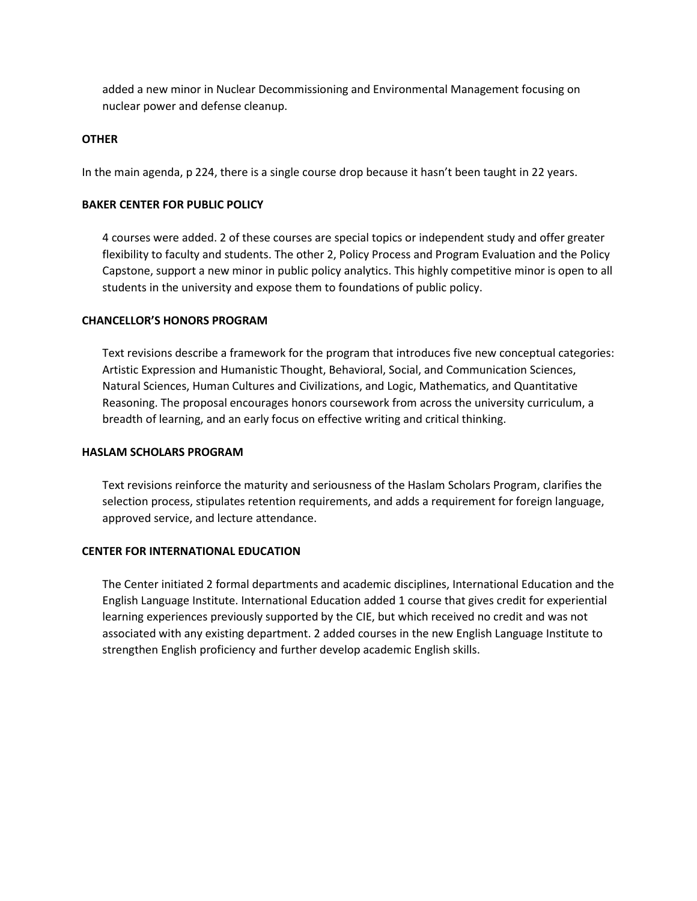added a new minor in Nuclear Decommissioning and Environmental Management focusing on nuclear power and defense cleanup.

**OTHER**

In the main agenda, p 224, there is a single course drop because it hasn't been taught in 22 years.

**BAKER CENTER FOR PUBLIC POLICY**

4 courses were added. 2 of these courses are special topics or independent study and offer greater flexibility to faculty and students. The other 2, Policy Process and Program Evaluation and the Policy Capstone, support a new minor in public policy analytics. This highly competitive minor is open to all students in the university and expose them to foundations of public policy.

**CHANCELLOR'S HONORS PROGRAM**

Text revisions describe a framework for the program that introduces five new conceptual categories: Artistic Expression and Humanistic Thought, Behavioral, Social, and Communication Sciences, Natural Sciences, Human Cultures and Civilizations, and Logic, Mathematics, and Quantitative Reasoning. The proposal encourages honors coursework from across the university curriculum, a breadth of learning, and an early focus on effective writing and critical thinking.

**HASLAM SCHOLARS PROGRAM**

Text revisions reinforce the maturity and seriousness of the Haslam Scholars Program, clarifies the selection process, stipulates retention requirements, and adds a requirement for foreign language, approved service, and lecture attendance.

**CENTER FOR INTERNATIONAL EDUCATION**

The Center initiated 2 formal departments and academic disciplines, International Education and the English Language Institute. International Education added 1 course that gives credit for experiential learning experiences previously supported by the CIE, but which received no credit and was not associated with any existing department. 2 added courses in the new English Language Institute to strengthen English proficiency and further develop academic English skills.